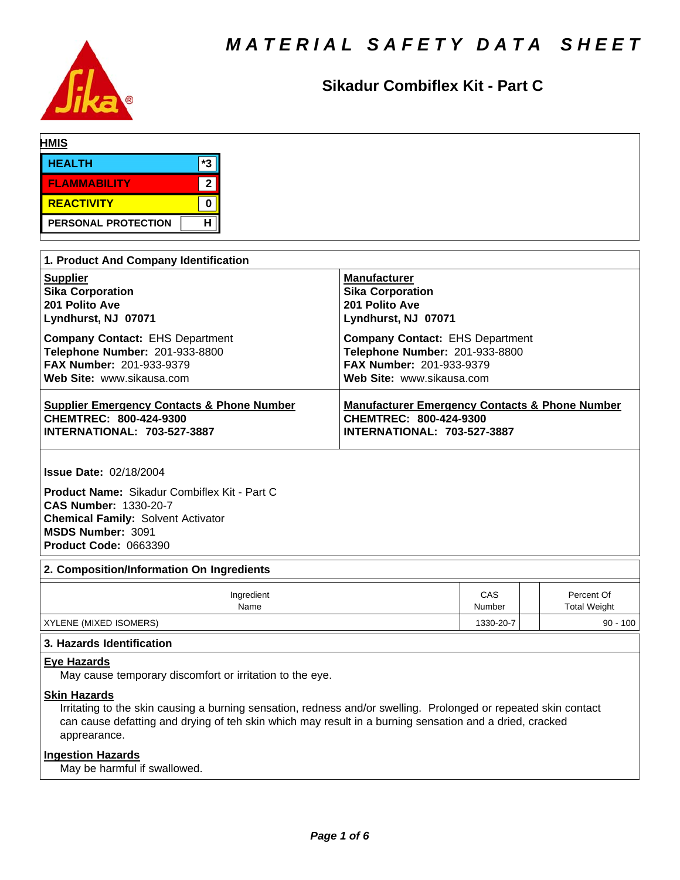# MATERIAL SAFETY DATA SHEET

## Sikadur Combiflex Kit - Part C

**HMIS**

| | |
|---|---|
| HEALTH | *3 |
| FLAMMABILITY | 2 |
| REACTIVITY | 0 |
| PERSONAL PROTECTION | H |

## 1. Product And Company Identification

**Supplier**
**Sika Corporation**
**201 Polito Ave**
**Lyndhurst, NJ 07071**

**Company Contact:** EHS Department
**Telephone Number:** 201-933-8800
**FAX Number:** 201-933-9379
**Web Site:** www.sikausa.com

**Manufacturer**
**Sika Corporation**
**201 Polito Ave**
**Lyndhurst, NJ 07071**

**Company Contact:** EHS Department
**Telephone Number:** 201-933-8800
**FAX Number:** 201-933-9379
**Web Site:** www.sikausa.com

**Supplier Emergency Contacts & Phone Number**
**CHEMTREC: 800-424-9300**
**INTERNATIONAL: 703-527-3887**

**Manufacturer Emergency Contacts & Phone Number**
**CHEMTREC: 800-424-9300**
**INTERNATIONAL: 703-527-3887**

**Issue Date:** 02/18/2004

**Product Name:** Sikadur Combiflex Kit - Part C
**CAS Number:** 1330-20-7
**Chemical Family:** Solvent Activator
**MSDS Number:** 3091
**Product Code:** 0663390

## 2. Composition/Information On Ingredients

| Ingredient Name | CAS Number | | Percent Of Total Weight |
|---|---|---|---|
| XYLENE (MIXED ISOMERS) | 1330-20-7 | | 90 - 100 |

## 3. Hazards Identification

**Eye Hazards**

May cause temporary discomfort or irritation to the eye.

**Skin Hazards**

Irritating to the skin causing a burning sensation, redness and/or swelling. Prolonged or repeated skin contact can cause defatting and drying of teh skin which may result in a burning sensation and a dried, cracked apprearance.

**Ingestion Hazards**

May be harmful if swallowed.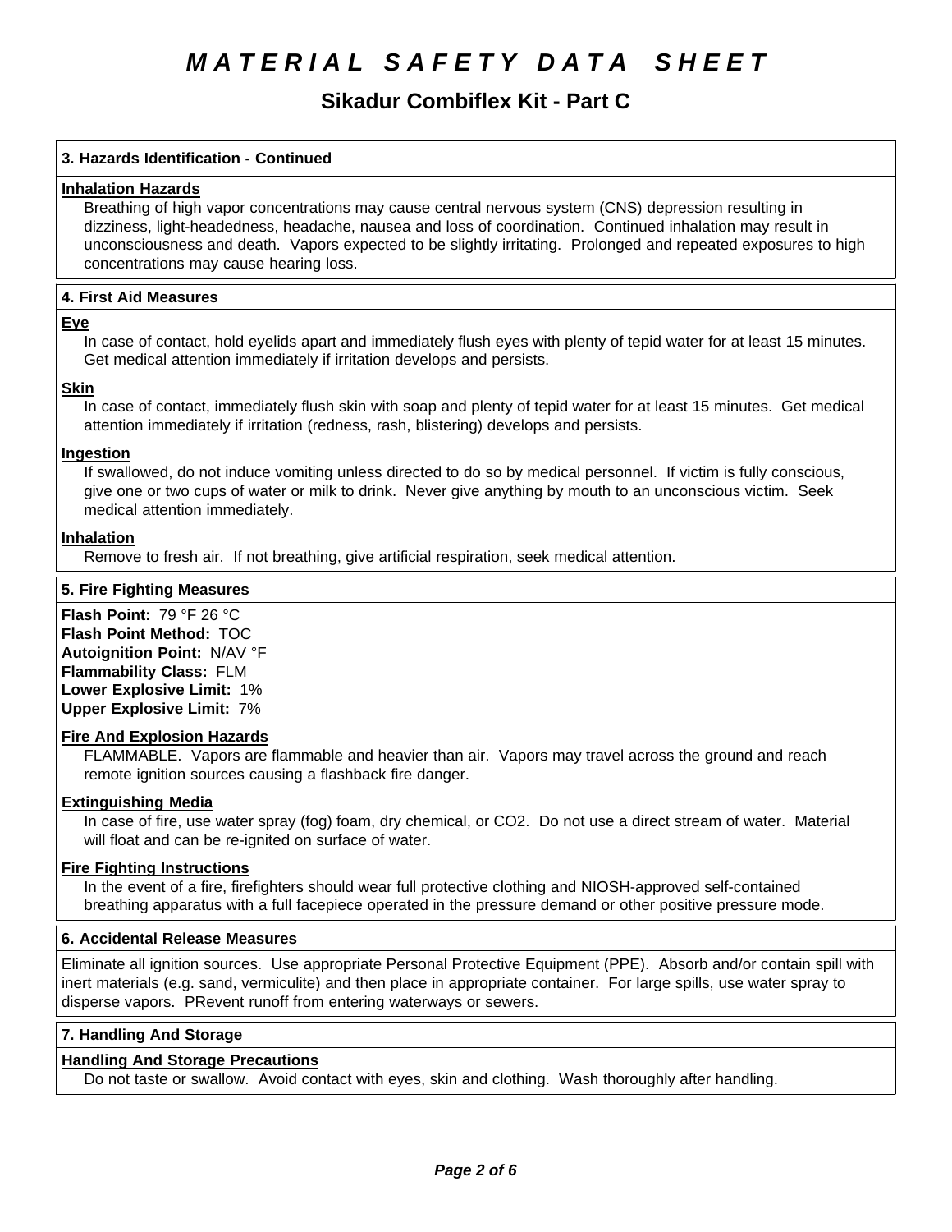# MATERIAL SAFETY DATA SHEET

## Sikadur Combiflex Kit - Part C

### 3. Hazards Identification - Continued

**Inhalation Hazards**

Breathing of high vapor concentrations may cause central nervous system (CNS) depression resulting in dizziness, light-headedness, headache, nausea and loss of coordination. Continued inhalation may result in unconsciousness and death. Vapors expected to be slightly irritating. Prolonged and repeated exposures to high concentrations may cause hearing loss.

### 4. First Aid Measures

**Eye**

In case of contact, hold eyelids apart and immediately flush eyes with plenty of tepid water for at least 15 minutes. Get medical attention immediately if irritation develops and persists.

**Skin**

In case of contact, immediately flush skin with soap and plenty of tepid water for at least 15 minutes. Get medical attention immediately if irritation (redness, rash, blistering) develops and persists.

**Ingestion**

If swallowed, do not induce vomiting unless directed to do so by medical personnel. If victim is fully conscious, give one or two cups of water or milk to drink. Never give anything by mouth to an unconscious victim. Seek medical attention immediately.

**Inhalation**

Remove to fresh air. If not breathing, give artificial respiration, seek medical attention.

### 5. Fire Fighting Measures

**Flash Point:** 79 °F 26 °C
**Flash Point Method:** TOC
**Autoignition Point:** N/AV °F
**Flammability Class:** FLM
**Lower Explosive Limit:** 1%
**Upper Explosive Limit:** 7%

**Fire And Explosion Hazards**

FLAMMABLE. Vapors are flammable and heavier than air. Vapors may travel across the ground and reach remote ignition sources causing a flashback fire danger.

**Extinguishing Media**

In case of fire, use water spray (fog) foam, dry chemical, or CO2. Do not use a direct stream of water. Material will float and can be re-ignited on surface of water.

**Fire Fighting Instructions**

In the event of a fire, firefighters should wear full protective clothing and NIOSH-approved self-contained breathing apparatus with a full facepiece operated in the pressure demand or other positive pressure mode.

### 6. Accidental Release Measures

Eliminate all ignition sources. Use appropriate Personal Protective Equipment (PPE). Absorb and/or contain spill with inert materials (e.g. sand, vermiculite) and then place in appropriate container. For large spills, use water spray to disperse vapors. PRevent runoff from entering waterways or sewers.

### 7. Handling And Storage

**Handling And Storage Precautions**

Do not taste or swallow. Avoid contact with eyes, skin and clothing. Wash thoroughly after handling.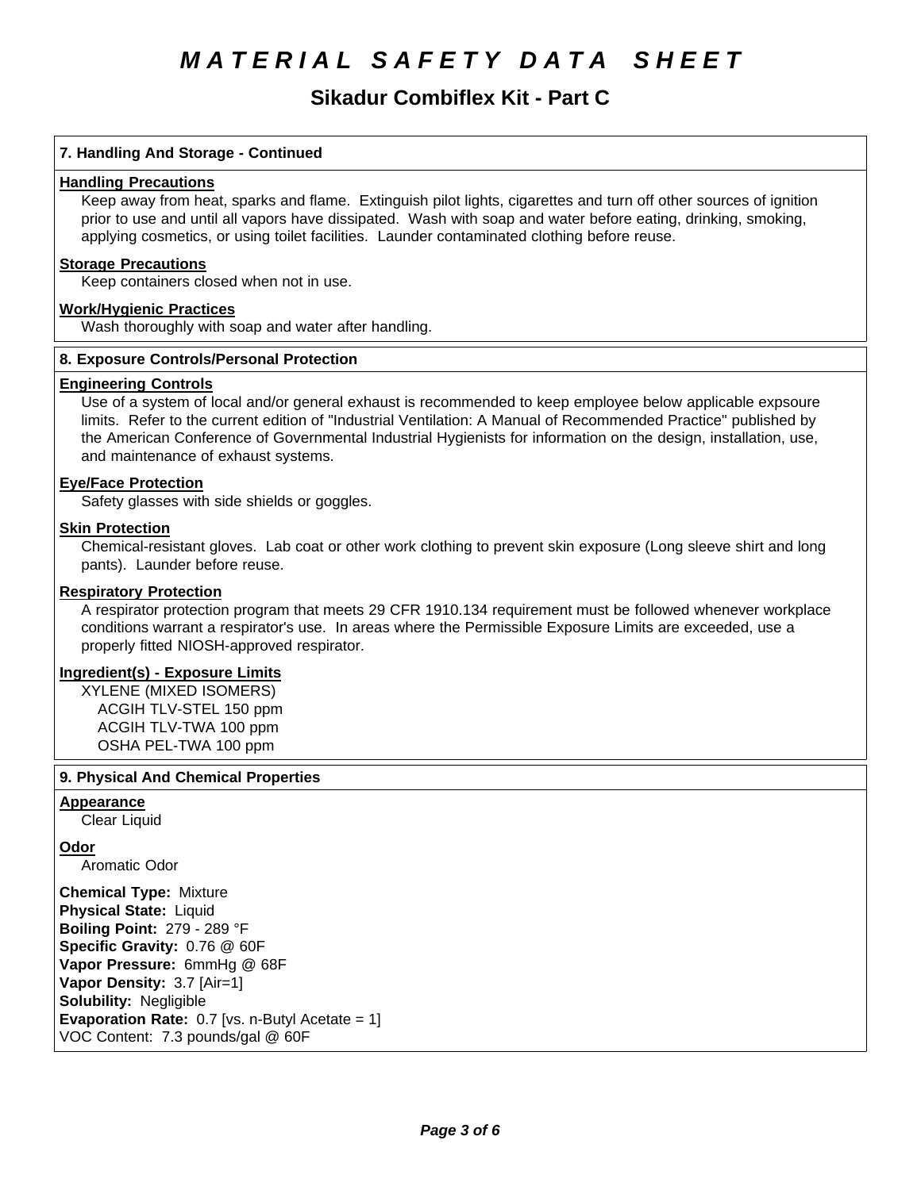# MATERIAL SAFETY DATA SHEET

## Sikadur Combiflex Kit - Part C

### 7. Handling And Storage - Continued

**Handling Precautions**

Keep away from heat, sparks and flame. Extinguish pilot lights, cigarettes and turn off other sources of ignition prior to use and until all vapors have dissipated. Wash with soap and water before eating, drinking, smoking, applying cosmetics, or using toilet facilities. Launder contaminated clothing before reuse.

**Storage Precautions**

Keep containers closed when not in use.

**Work/Hygienic Practices**

Wash thoroughly with soap and water after handling.

### 8. Exposure Controls/Personal Protection

**Engineering Controls**

Use of a system of local and/or general exhaust is recommended to keep employee below applicable expsoure limits. Refer to the current edition of "Industrial Ventilation: A Manual of Recommended Practice" published by the American Conference of Governmental Industrial Hygienists for information on the design, installation, use, and maintenance of exhaust systems.

**Eye/Face Protection**

Safety glasses with side shields or goggles.

**Skin Protection**

Chemical-resistant gloves. Lab coat or other work clothing to prevent skin exposure (Long sleeve shirt and long pants). Launder before reuse.

**Respiratory Protection**

A respirator protection program that meets 29 CFR 1910.134 requirement must be followed whenever workplace conditions warrant a respirator's use. In areas where the Permissible Exposure Limits are exceeded, use a properly fitted NIOSH-approved respirator.

**Ingredient(s) - Exposure Limits**

XYLENE (MIXED ISOMERS)
- ACGIH TLV-STEL 150 ppm
- ACGIH TLV-TWA 100 ppm
- OSHA PEL-TWA 100 ppm

### 9. Physical And Chemical Properties

**Appearance**

Clear Liquid

**Odor**

Aromatic Odor

**Chemical Type:** Mixture
**Physical State:** Liquid
**Boiling Point:** 279 - 289 °F
**Specific Gravity:** 0.76 @ 60F
**Vapor Pressure:** 6mmHg @ 68F
**Vapor Density:** 3.7 [Air=1]
**Solubility:** Negligible
**Evaporation Rate:** 0.7 [vs. n-Butyl Acetate = 1]
VOC Content: 7.3 pounds/gal @ 60F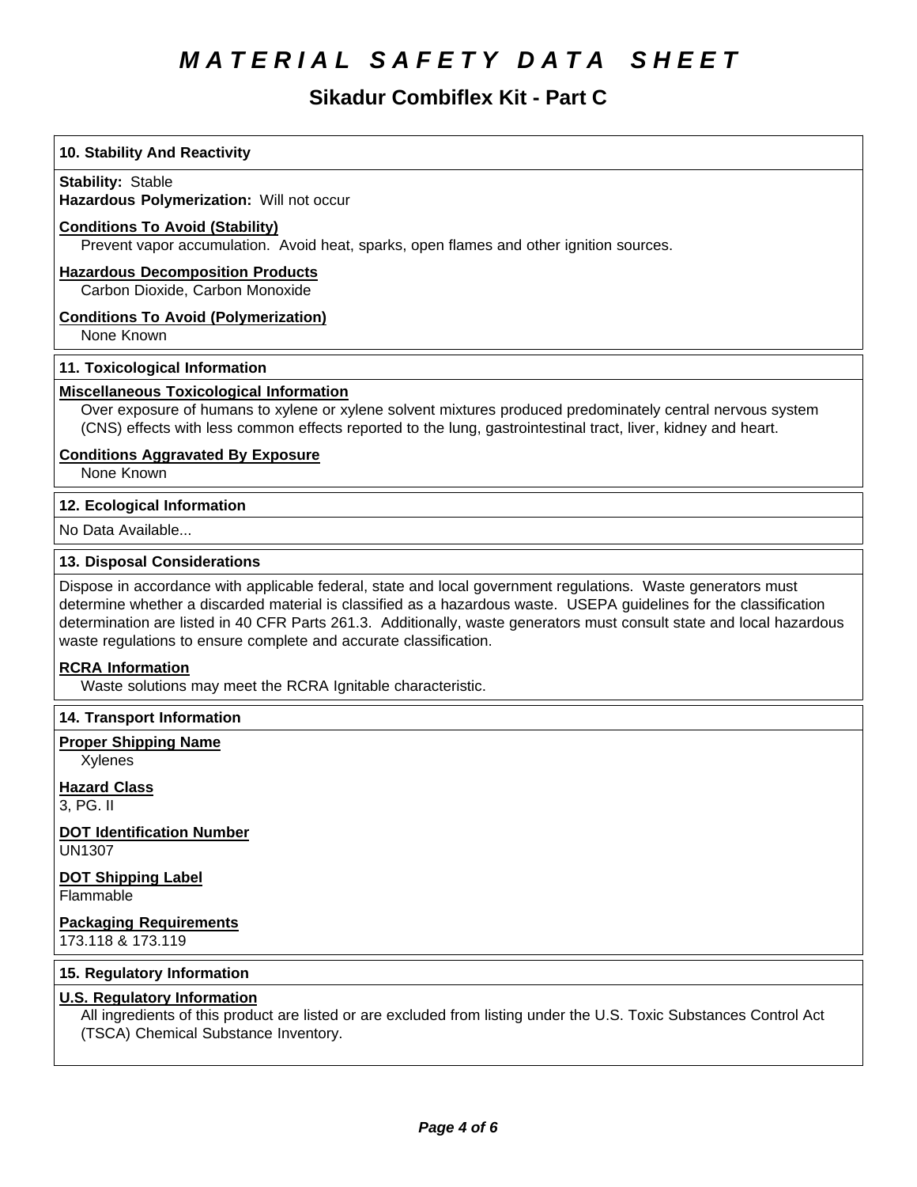# MATERIAL SAFETY DATA SHEET

## Sikadur Combiflex Kit - Part C

### 10. Stability And Reactivity

**Stability:** Stable
**Hazardous Polymerization:** Will not occur

**Conditions To Avoid (Stability)**
Prevent vapor accumulation. Avoid heat, sparks, open flames and other ignition sources.

**Hazardous Decomposition Products**
Carbon Dioxide, Carbon Monoxide

**Conditions To Avoid (Polymerization)**
None Known

### 11. Toxicological Information

**Miscellaneous Toxicological Information**
Over exposure of humans to xylene or xylene solvent mixtures produced predominately central nervous system (CNS) effects with less common effects reported to the lung, gastrointestinal tract, liver, kidney and heart.

**Conditions Aggravated By Exposure**
None Known

### 12. Ecological Information

No Data Available...

### 13. Disposal Considerations

Dispose in accordance with applicable federal, state and local government regulations. Waste generators must determine whether a discarded material is classified as a hazardous waste. USEPA guidelines for the classification determination are listed in 40 CFR Parts 261.3. Additionally, waste generators must consult state and local hazardous waste regulations to ensure complete and accurate classification.

**RCRA Information**
Waste solutions may meet the RCRA Ignitable characteristic.

### 14. Transport Information

**Proper Shipping Name**
Xylenes

**Hazard Class**
3, PG. II

**DOT Identification Number**
UN1307

**DOT Shipping Label**
Flammable

**Packaging Requirements**
173.118 & 173.119

### 15. Regulatory Information

**U.S. Regulatory Information**
All ingredients of this product are listed or are excluded from listing under the U.S. Toxic Substances Control Act (TSCA) Chemical Substance Inventory.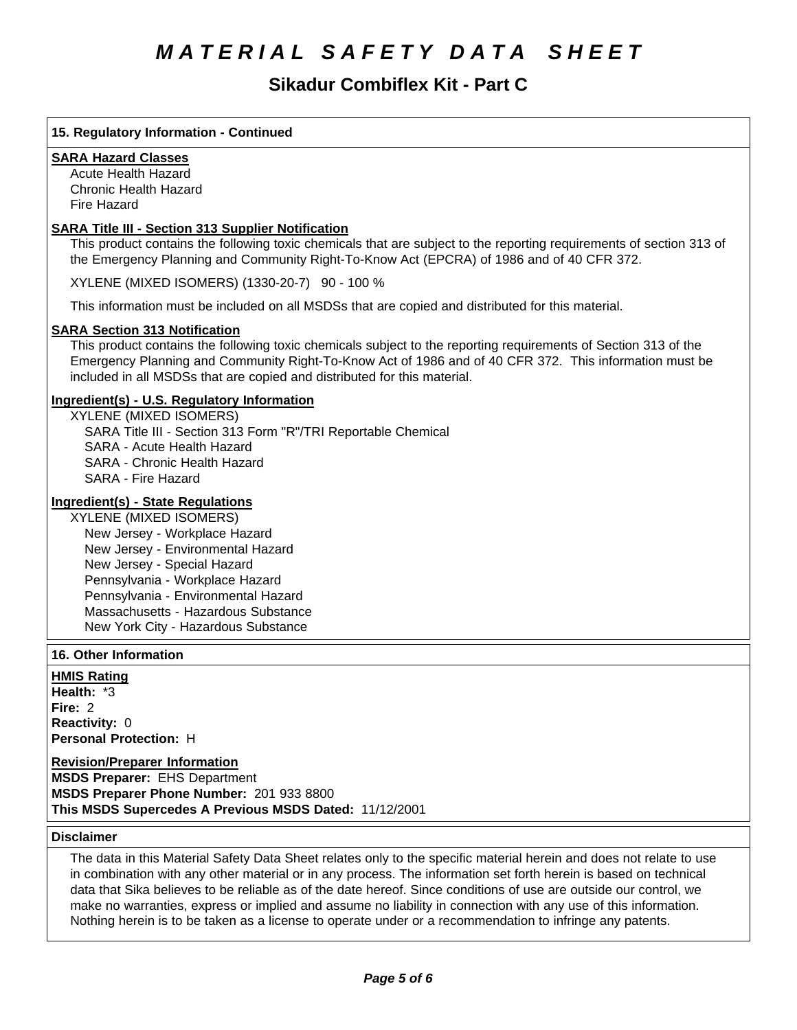# MATERIAL SAFETY DATA SHEET

## Sikadur Combiflex Kit - Part C

### 15. Regulatory Information - Continued

**SARA Hazard Classes**

Acute Health Hazard
Chronic Health Hazard
Fire Hazard

**SARA Title III - Section 313 Supplier Notification**

This product contains the following toxic chemicals that are subject to the reporting requirements of section 313 of the Emergency Planning and Community Right-To-Know Act (EPCRA) of 1986 and of 40 CFR 372.

XYLENE (MIXED ISOMERS) (1330-20-7) 90 - 100 %

This information must be included on all MSDSs that are copied and distributed for this material.

**SARA Section 313 Notification**

This product contains the following toxic chemicals subject to the reporting requirements of Section 313 of the Emergency Planning and Community Right-To-Know Act of 1986 and of 40 CFR 372. This information must be included in all MSDSs that are copied and distributed for this material.

**Ingredient(s) - U.S. Regulatory Information**

XYLENE (MIXED ISOMERS)
- SARA Title III - Section 313 Form "R"/TRI Reportable Chemical
- SARA - Acute Health Hazard
- SARA - Chronic Health Hazard
- SARA - Fire Hazard

**Ingredient(s) - State Regulations**

XYLENE (MIXED ISOMERS)
- New Jersey - Workplace Hazard
- New Jersey - Environmental Hazard
- New Jersey - Special Hazard
- Pennsylvania - Workplace Hazard
- Pennsylvania - Environmental Hazard
- Massachusetts - Hazardous Substance
- New York City - Hazardous Substance

### 16. Other Information

**HMIS Rating**

**Health:** *3
**Fire:** 2
**Reactivity:** 0
**Personal Protection:** H

**Revision/Preparer Information**

**MSDS Preparer:** EHS Department
**MSDS Preparer Phone Number:** 201 933 8800
**This MSDS Supercedes A Previous MSDS Dated:** 11/12/2001

### Disclaimer

The data in this Material Safety Data Sheet relates only to the specific material herein and does not relate to use in combination with any other material or in any process. The information set forth herein is based on technical data that Sika believes to be reliable as of the date hereof. Since conditions of use are outside our control, we make no warranties, express or implied and assume no liability in connection with any use of this information. Nothing herein is to be taken as a license to operate under or a recommendation to infringe any patents.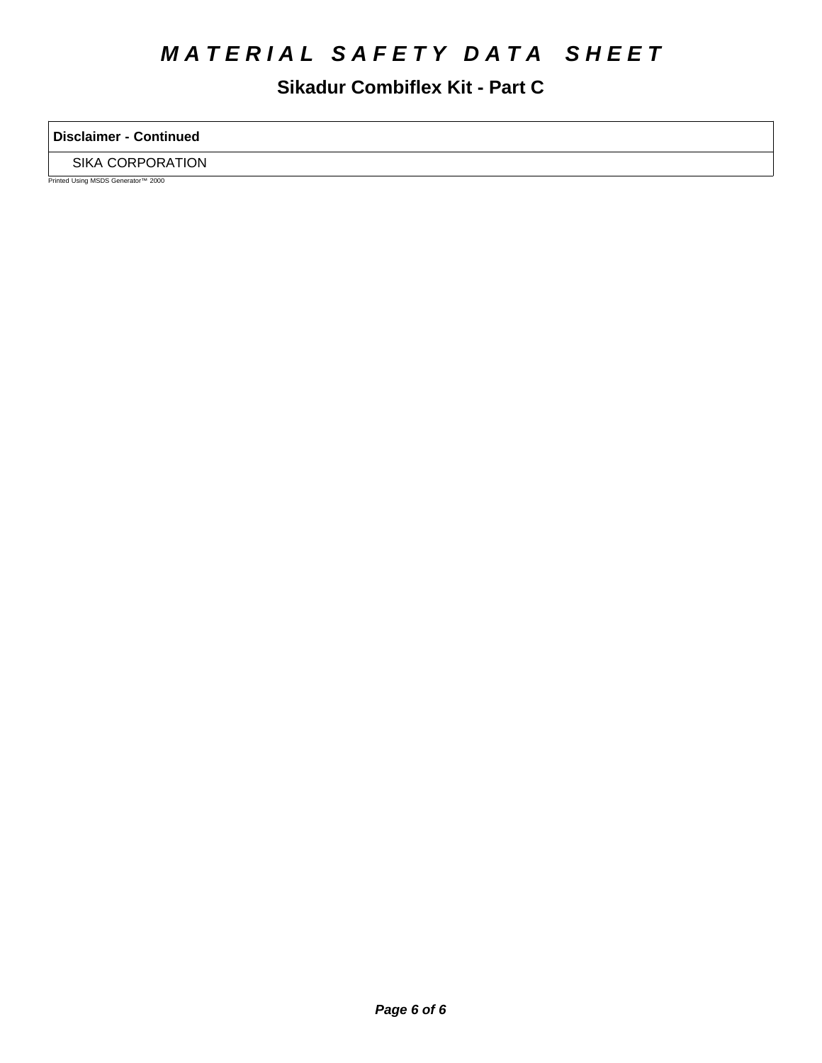**Disclaimer - Continued**

SIKA CORPORATION

Printed Using MSDS Generator™ 2000